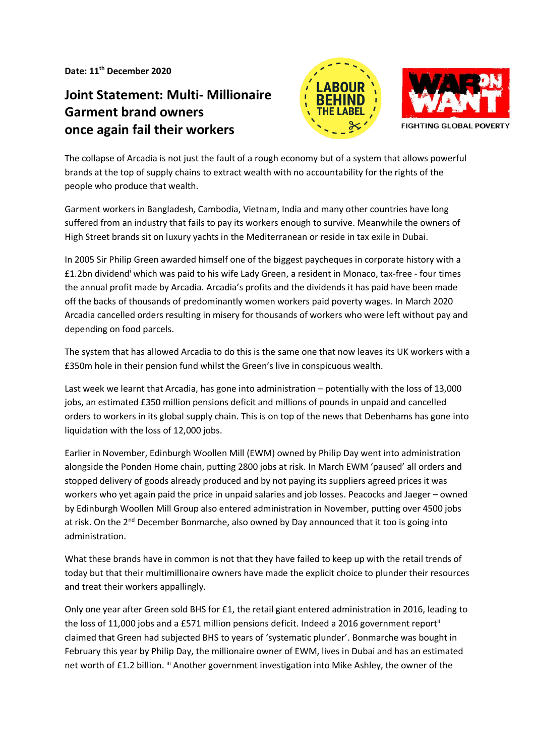**Date: 11th December 2020**

# Joint Statement: Multi- Millionaire Garment brand owners once again fail their workers

The collapse of Arcadia is not just the fault of a rough economy but of a system that allows powerful brands at the top of supply chains to extract wealth with no accountability for the rights of the people who produce that wealth.

Garment workers in Bangladesh, Cambodia, Vietnam, India and many other countries have long suffered from an industry that fails to pay its workers enough to survive. Meanwhile the owners of High Street brands sit on luxury yachts in the Mediterranean or reside in tax exile in Dubai.

In 2005 Sir Philip Green awarded himself one of the biggest paycheques in corporate history with a £1.2bn dividend[i] which was paid to his wife Lady Green, a resident in Monaco, tax-free - four times the annual profit made by Arcadia. Arcadia's profits and the dividends it has paid have been made off the backs of thousands of predominantly women workers paid poverty wages. In March 2020 Arcadia cancelled orders resulting in misery for thousands of workers who were left without pay and depending on food parcels.

The system that has allowed Arcadia to do this is the same one that now leaves its UK workers with a £350m hole in their pension fund whilst the Green's live in conspicuous wealth.

Last week we learnt that Arcadia, has gone into administration – potentially with the loss of 13,000 jobs, an estimated £350 million pensions deficit and millions of pounds in unpaid and cancelled orders to workers in its global supply chain. This is on top of the news that Debenhams has gone into liquidation with the loss of 12,000 jobs.

Earlier in November, Edinburgh Woollen Mill (EWM) owned by Philip Day went into administration alongside the Ponden Home chain, putting 2800 jobs at risk. In March EWM 'paused' all orders and stopped delivery of goods already produced and by not paying its suppliers agreed prices it was workers who yet again paid the price in unpaid salaries and job losses. Peacocks and Jaeger – owned by Edinburgh Woollen Mill Group also entered administration in November, putting over 4500 jobs at risk. On the 2nd December Bonmarche, also owned by Day announced that it too is going into administration.

What these brands have in common is not that they have failed to keep up with the retail trends of today but that their multimillionaire owners have made the explicit choice to plunder their resources and treat their workers appallingly.

Only one year after Green sold BHS for £1, the retail giant entered administration in 2016, leading to the loss of 11,000 jobs and a £571 million pensions deficit. Indeed a 2016 government report[ii] claimed that Green had subjected BHS to years of 'systematic plunder'. Bonmarche was bought in February this year by Philip Day, the millionaire owner of EWM, lives in Dubai and has an estimated net worth of £1.2 billion. [iii] Another government investigation into Mike Ashley, the owner of the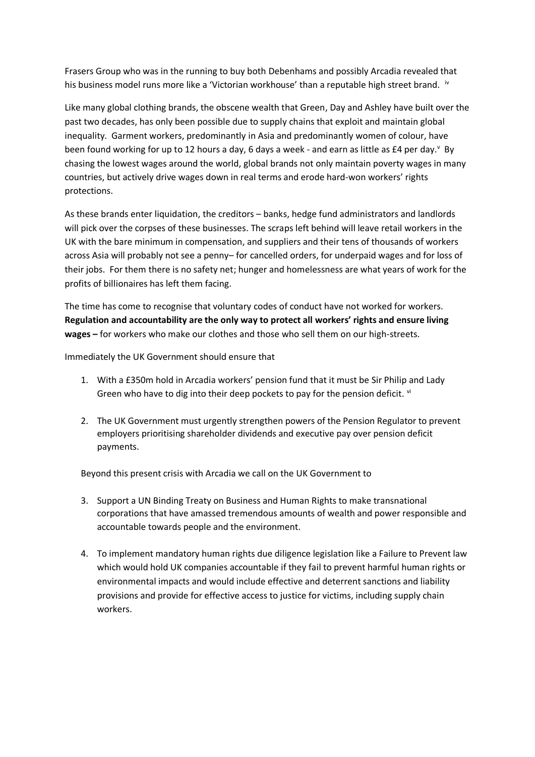Frasers Group who was in the running to buy both Debenhams and possibly Arcadia revealed that his business model runs more like a 'Victorian workhouse' than a reputable high street brand. [iv]

Like many global clothing brands, the obscene wealth that Green, Day and Ashley have built over the past two decades, has only been possible due to supply chains that exploit and maintain global inequality. Garment workers, predominantly in Asia and predominantly women of colour, have been found working for up to 12 hours a day, 6 days a week - and earn as little as £4 per day.[v] By chasing the lowest wages around the world, global brands not only maintain poverty wages in many countries, but actively drive wages down in real terms and erode hard-won workers' rights protections.

As these brands enter liquidation, the creditors – banks, hedge fund administrators and landlords will pick over the corpses of these businesses. The scraps left behind will leave retail workers in the UK with the bare minimum in compensation, and suppliers and their tens of thousands of workers across Asia will probably not see a penny– for cancelled orders, for underpaid wages and for loss of their jobs. For them there is no safety net; hunger and homelessness are what years of work for the profits of billionaires has left them facing.

The time has come to recognise that voluntary codes of conduct have not worked for workers. **Regulation and accountability are the only way to protect all workers' rights and ensure living wages –** for workers who make our clothes and those who sell them on our high-streets.

Immediately the UK Government should ensure that

1. With a £350m hold in Arcadia workers' pension fund that it must be Sir Philip and Lady Green who have to dig into their deep pockets to pay for the pension deficit. [vi]

2. The UK Government must urgently strengthen powers of the Pension Regulator to prevent employers prioritising shareholder dividends and executive pay over pension deficit payments.

Beyond this present crisis with Arcadia we call on the UK Government to

3. Support a UN Binding Treaty on Business and Human Rights to make transnational corporations that have amassed tremendous amounts of wealth and power responsible and accountable towards people and the environment.

4. To implement mandatory human rights due diligence legislation like a Failure to Prevent law which would hold UK companies accountable if they fail to prevent harmful human rights or environmental impacts and would include effective and deterrent sanctions and liability provisions and provide for effective access to justice for victims, including supply chain workers.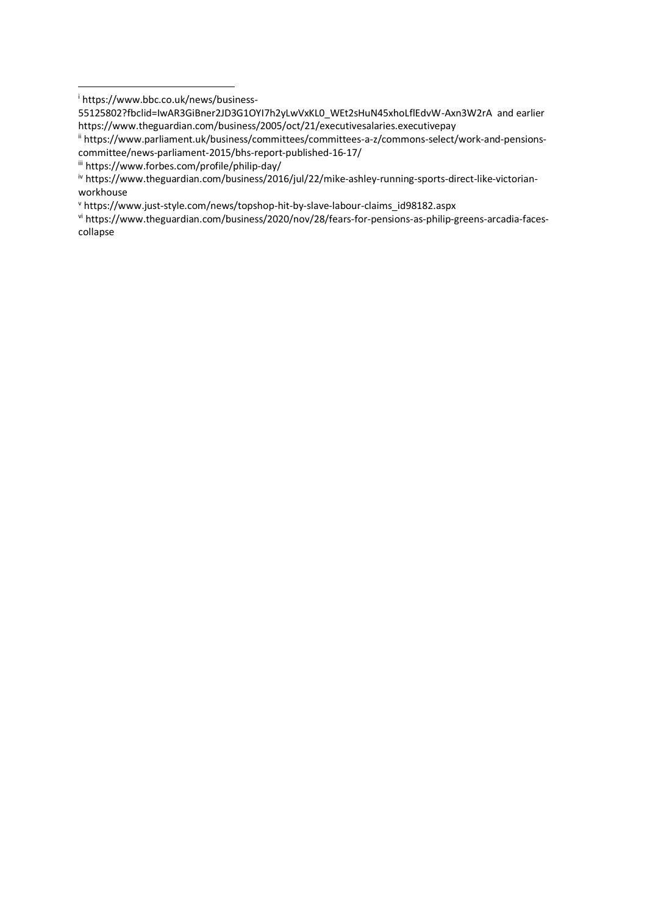[i] https://www.bbc.co.uk/news/business-55125802?fbclid=IwAR3GiBner2JD3G1OYI7h2yLwVxKL0_WEt2sHuN45xhoLflEdvW-Axn3W2rA and earlier https://www.theguardian.com/business/2005/oct/21/executivesalaries.executivepay

[ii] https://www.parliament.uk/business/committees/committees-a-z/commons-select/work-and-pensions-committee/news-parliament-2015/bhs-report-published-16-17/

[iii] https://www.forbes.com/profile/philip-day/

[iv] https://www.theguardian.com/business/2016/jul/22/mike-ashley-running-sports-direct-like-victorian-workhouse

[v] https://www.just-style.com/news/topshop-hit-by-slave-labour-claims_id98182.aspx

[vi] https://www.theguardian.com/business/2020/nov/28/fears-for-pensions-as-philip-greens-arcadia-faces-collapse